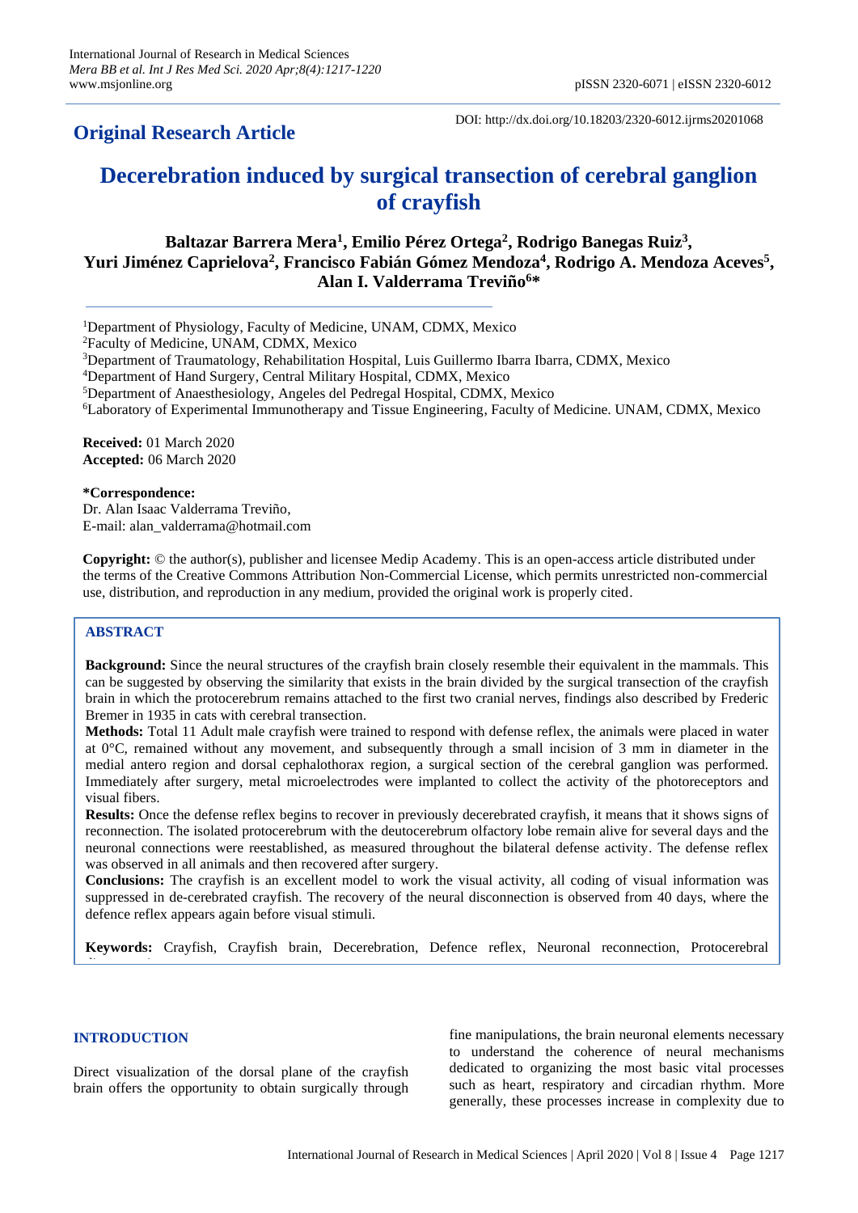## Original Research Article

DOI: http://dx.doi.org/10.18203/2320-6012.ijrms20201068

# Decerebration induced by surgical transection of cerebral ganglion of crayfish

**Baltazar Barrera Mera[1], Emilio Pérez Ortega[2], Rodrigo Banegas Ruiz[3], Yuri Jiménez Caprielova[2], Francisco Fabián Gómez Mendoza[4], Rodrigo A. Mendoza Aceves[5], Alan I. Valderrama Treviño[6]***

[1]Department of Physiology, Faculty of Medicine, UNAM, CDMX, Mexico
[2]Faculty of Medicine, UNAM, CDMX, Mexico
[3]Department of Traumatology, Rehabilitation Hospital, Luis Guillermo Ibarra Ibarra, CDMX, Mexico
[4]Department of Hand Surgery, Central Military Hospital, CDMX, Mexico
[5]Department of Anaesthesiology, Angeles del Pedregal Hospital, CDMX, Mexico
[6]Laboratory of Experimental Immunotherapy and Tissue Engineering, Faculty of Medicine. UNAM, CDMX, Mexico

**Received:** 01 March 2020
**Accepted:** 06 March 2020

***Correspondence:**
Dr. Alan Isaac Valderrama Treviño,
E-mail: alan_valderrama@hotmail.com

**Copyright:** © the author(s), publisher and licensee Medip Academy. This is an open-access article distributed under the terms of the Creative Commons Attribution Non-Commercial License, which permits unrestricted non-commercial use, distribution, and reproduction in any medium, provided the original work is properly cited.

## ABSTRACT

**Background:** Since the neural structures of the crayfish brain closely resemble their equivalent in the mammals. This can be suggested by observing the similarity that exists in the brain divided by the surgical transection of the crayfish brain in which the protocerebrum remains attached to the first two cranial nerves, findings also described by Frederic Bremer in 1935 in cats with cerebral transection.

**Methods:** Total 11 Adult male crayfish were trained to respond with defense reflex, the animals were placed in water at 0°C, remained without any movement, and subsequently through a small incision of 3 mm in diameter in the medial antero region and dorsal cephalothorax region, a surgical section of the cerebral ganglion was performed. Immediately after surgery, metal microelectrodes were implanted to collect the activity of the photoreceptors and visual fibers.

**Results:** Once the defense reflex begins to recover in previously decerebrated crayfish, it means that it shows signs of reconnection. The isolated protocerebrum with the deutocerebrum olfactory lobe remain alive for several days and the neuronal connections were reestablished, as measured throughout the bilateral defense activity. The defense reflex was observed in all animals and then recovered after surgery.

**Conclusions:** The crayfish is an excellent model to work the visual activity, all coding of visual information was suppressed in de-cerebrated crayfish. The recovery of the neural disconnection is observed from 40 days, where the defence reflex appears again before visual stimuli.

**Keywords:** Crayfish, Crayfish brain, Decerebration, Defence reflex, Neuronal reconnection, Protocerebral

## INTRODUCTION

Direct visualization of the dorsal plane of the crayfish brain offers the opportunity to obtain surgically through fine manipulations, the brain neuronal elements necessary to understand the coherence of neural mechanisms dedicated to organizing the most basic vital processes such as heart, respiratory and circadian rhythm. More generally, these processes increase in complexity due to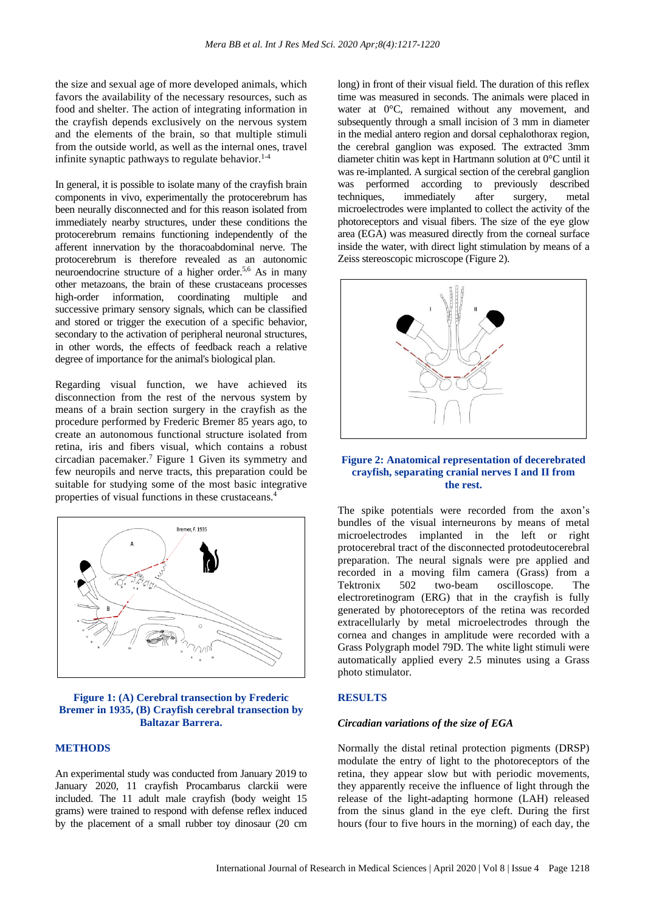the size and sexual age of more developed animals, which favors the availability of the necessary resources, such as food and shelter. The action of integrating information in the crayfish depends exclusively on the nervous system and the elements of the brain, so that multiple stimuli from the outside world, as well as the internal ones, travel infinite synaptic pathways to regulate behavior.[1-4]

In general, it is possible to isolate many of the crayfish brain components in vivo, experimentally the protocerebrum has been neurally disconnected and for this reason isolated from immediately nearby structures, under these conditions the protocerebrum remains functioning independently of the afferent innervation by the thoracoabdominal nerve. The protocerebrum is therefore revealed as an autonomic neuroendocrine structure of a higher order.[5,6] As in many other metazoans, the brain of these crustaceans processes high-order information, coordinating multiple and successive primary sensory signals, which can be classified and stored or trigger the execution of a specific behavior, secondary to the activation of peripheral neuronal structures, in other words, the effects of feedback reach a relative degree of importance for the animal's biological plan.

Regarding visual function, we have achieved its disconnection from the rest of the nervous system by means of a brain section surgery in the crayfish as the procedure performed by Frederic Bremer 85 years ago, to create an autonomous functional structure isolated from retina, iris and fibers visual, which contains a robust circadian pacemaker.[7] Figure 1 Given its symmetry and few neuropils and nerve tracts, this preparation could be suitable for studying some of the most basic integrative properties of visual functions in these crustaceans.[4]

**Figure 1: (A) Cerebral transection by Frederic Bremer in 1935, (B) Crayfish cerebral transection by Baltazar Barrera.**

## METHODS

An experimental study was conducted from January 2019 to January 2020, 11 crayfish Procambarus clarckii were included. The 11 adult male crayfish (body weight 15 grams) were trained to respond with defense reflex induced by the placement of a small rubber toy dinosaur (20 cm long) in front of their visual field. The duration of this reflex time was measured in seconds. The animals were placed in water at 0°C, remained without any movement, and subsequently through a small incision of 3 mm in diameter in the medial antero region and dorsal cephalothorax region, the cerebral ganglion was exposed. The extracted 3mm diameter chitin was kept in Hartmann solution at 0°C until it was re-implanted. A surgical section of the cerebral ganglion was performed according to previously described techniques, immediately after surgery, metal microelectrodes were implanted to collect the activity of the photoreceptors and visual fibers. The size of the eye glow area (EGA) was measured directly from the corneal surface inside the water, with direct light stimulation by means of a Zeiss stereoscopic microscope (Figure 2).

**Figure 2: Anatomical representation of decerebrated crayfish, separating cranial nerves I and II from the rest.**

The spike potentials were recorded from the axon's bundles of the visual interneurons by means of metal microelectrodes implanted in the left or right protocerebral tract of the disconnected protodeutocerebral preparation. The neural signals were pre applied and recorded in a moving film camera (Grass) from a Tektronix 502 two-beam oscilloscope. The electroretinogram (ERG) that in the crayfish is fully generated by photoreceptors of the retina was recorded extracellularly by metal microelectrodes through the cornea and changes in amplitude were recorded with a Grass Polygraph model 79D. The white light stimuli were automatically applied every 2.5 minutes using a Grass photo stimulator.

## RESULTS

### *Circadian variations of the size of EGA*

Normally the distal retinal protection pigments (DRSP) modulate the entry of light to the photoreceptors of the retina, they appear slow but with periodic movements, they apparently receive the influence of light through the release of the light-adapting hormone (LAH) released from the sinus gland in the eye cleft. During the first hours (four to five hours in the morning) of each day, the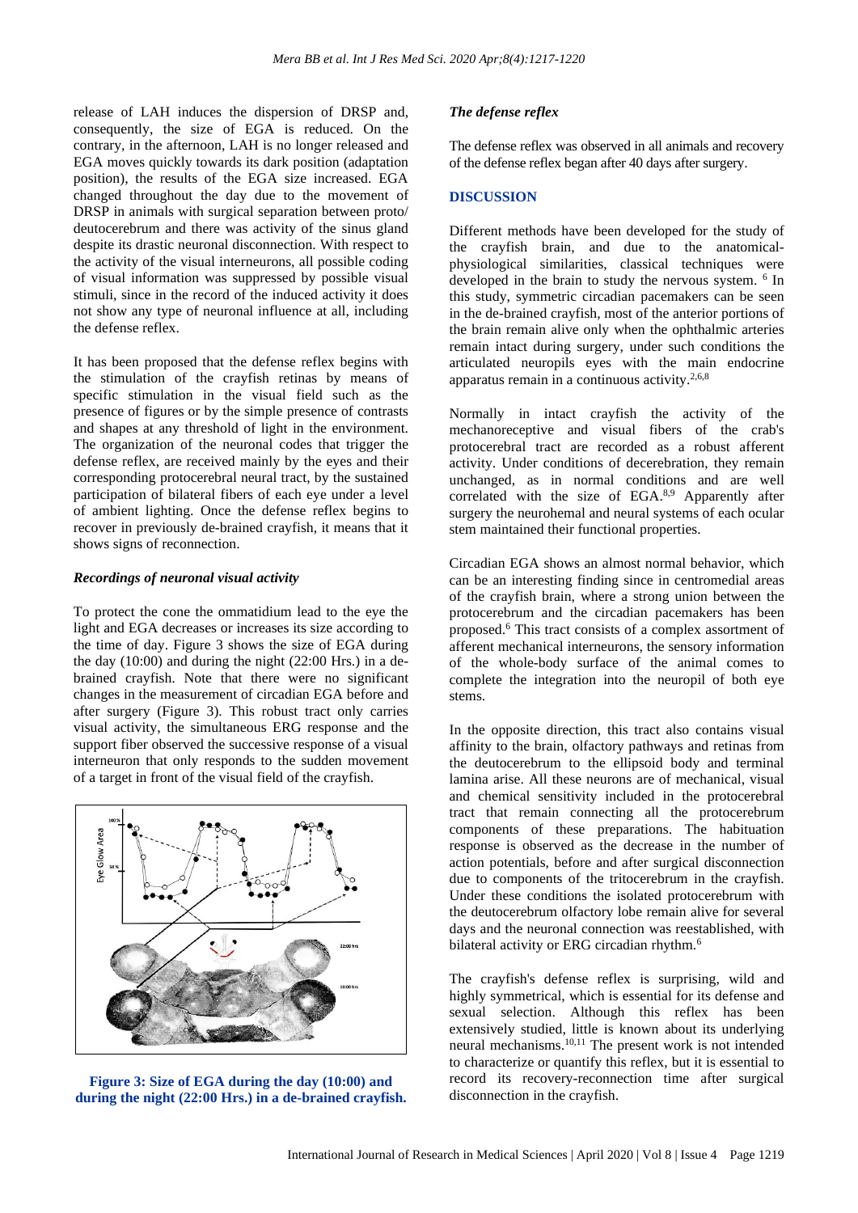release of LAH induces the dispersion of DRSP and, consequently, the size of EGA is reduced. On the contrary, in the afternoon, LAH is no longer released and EGA moves quickly towards its dark position (adaptation position), the results of the EGA size increased. EGA changed throughout the day due to the movement of DRSP in animals with surgical separation between proto/ deutocerebrum and there was activity of the sinus gland despite its drastic neuronal disconnection. With respect to the activity of the visual interneurons, all possible coding of visual information was suppressed by possible visual stimuli, since in the record of the induced activity it does not show any type of neuronal influence at all, including the defense reflex.

It has been proposed that the defense reflex begins with the stimulation of the crayfish retinas by means of specific stimulation in the visual field such as the presence of figures or by the simple presence of contrasts and shapes at any threshold of light in the environment. The organization of the neuronal codes that trigger the defense reflex, are received mainly by the eyes and their corresponding protocerebral neural tract, by the sustained participation of bilateral fibers of each eye under a level of ambient lighting. Once the defense reflex begins to recover in previously de-brained crayfish, it means that it shows signs of reconnection.

### *Recordings of neuronal visual activity*

To protect the cone the ommatidium lead to the eye the light and EGA decreases or increases its size according to the time of day. Figure 3 shows the size of EGA during the day (10:00) and during the night (22:00 Hrs.) in a de-brained crayfish. Note that there were no significant changes in the measurement of circadian EGA before and after surgery (Figure 3). This robust tract only carries visual activity, the simultaneous ERG response and the support fiber observed the successive response of a visual interneuron that only responds to the sudden movement of a target in front of the visual field of the crayfish.

**Figure 3: Size of EGA during the day (10:00) and during the night (22:00 Hrs.) in a de-brained crayfish.**

### *The defense reflex*

The defense reflex was observed in all animals and recovery of the defense reflex began after 40 days after surgery.

## DISCUSSION

Different methods have been developed for the study of the crayfish brain, and due to the anatomical-physiological similarities, classical techniques were developed in the brain to study the nervous system.[6] In this study, symmetric circadian pacemakers can be seen in the de-brained crayfish, most of the anterior portions of the brain remain alive only when the ophthalmic arteries remain intact during surgery, under such conditions the articulated neuropils eyes with the main endocrine apparatus remain in a continuous activity.[2,6,8]

Normally in intact crayfish the activity of the mechanoreceptive and visual fibers of the crab's protocerebral tract are recorded as a robust afferent activity. Under conditions of decerebration, they remain unchanged, as in normal conditions and are well correlated with the size of EGA.[8,9] Apparently after surgery the neurohemal and neural systems of each ocular stem maintained their functional properties.

Circadian EGA shows an almost normal behavior, which can be an interesting finding since in centromedial areas of the crayfish brain, where a strong union between the protocerebrum and the circadian pacemakers has been proposed.[6] This tract consists of a complex assortment of afferent mechanical interneurons, the sensory information of the whole-body surface of the animal comes to complete the integration into the neuropil of both eye stems.

In the opposite direction, this tract also contains visual affinity to the brain, olfactory pathways and retinas from the deutocerebrum to the ellipsoid body and terminal lamina arise. All these neurons are of mechanical, visual and chemical sensitivity included in the protocerebral tract that remain connecting all the protocerebrum components of these preparations. The habituation response is observed as the decrease in the number of action potentials, before and after surgical disconnection due to components of the tritocerebrum in the crayfish. Under these conditions the isolated protocerebrum with the deutocerebrum olfactory lobe remain alive for several days and the neuronal connection was reestablished, with bilateral activity or ERG circadian rhythm.[6]

The crayfish's defense reflex is surprising, wild and highly symmetrical, which is essential for its defense and sexual selection. Although this reflex has been extensively studied, little is known about its underlying neural mechanisms.[10,11] The present work is not intended to characterize or quantify this reflex, but it is essential to record its recovery-reconnection time after surgical disconnection in the crayfish.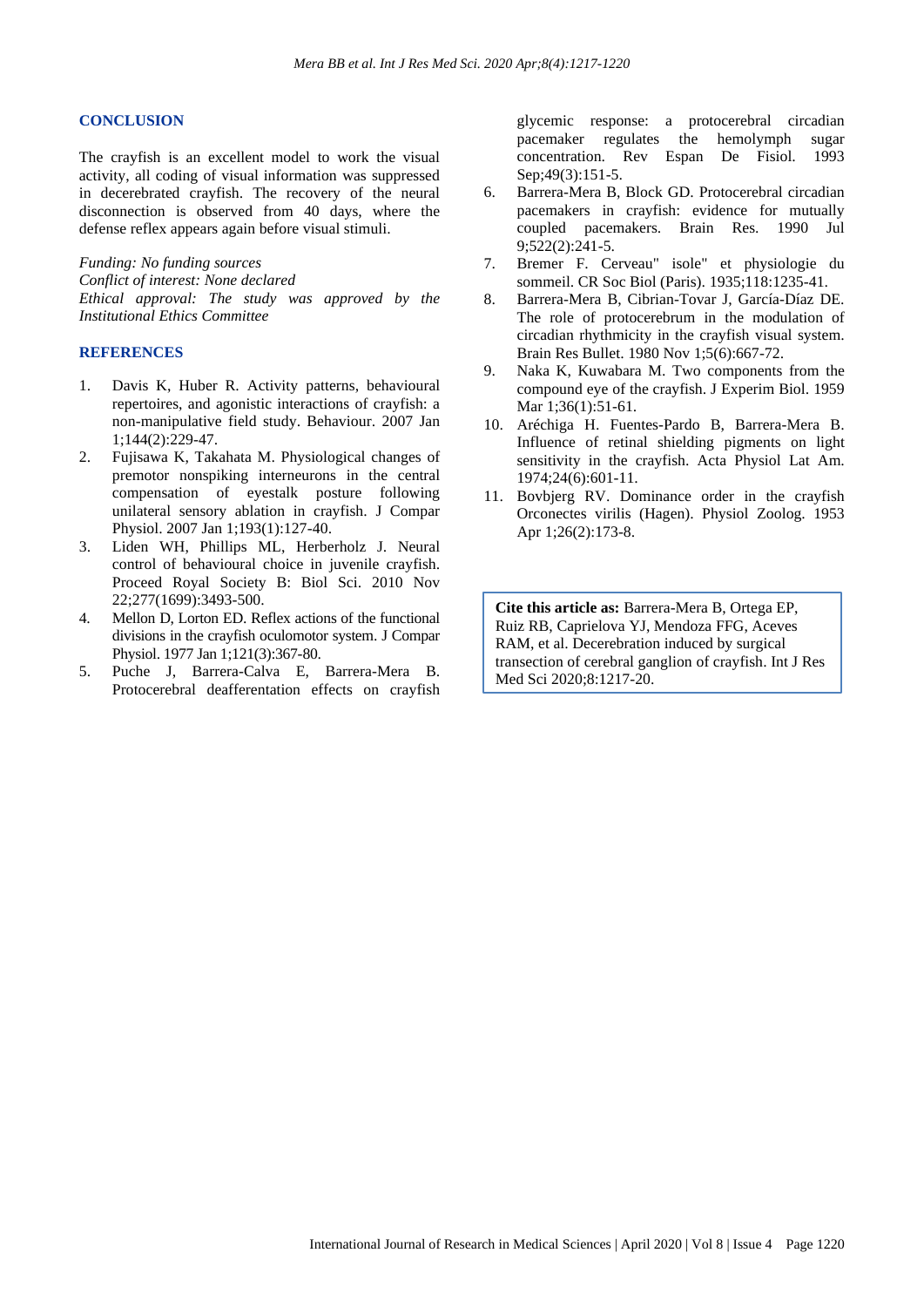## CONCLUSION

The crayfish is an excellent model to work the visual activity, all coding of visual information was suppressed in decerebrated crayfish. The recovery of the neural disconnection is observed from 40 days, where the defense reflex appears again before visual stimuli.

*Funding: No funding sources*
*Conflict of interest: None declared*
*Ethical approval: The study was approved by the Institutional Ethics Committee*

## REFERENCES

1. Davis K, Huber R. Activity patterns, behavioural repertoires, and agonistic interactions of crayfish: a non-manipulative field study. Behaviour. 2007 Jan 1;144(2):229-47.
2. Fujisawa K, Takahata M. Physiological changes of premotor nonspiking interneurons in the central compensation of eyestalk posture following unilateral sensory ablation in crayfish. J Compar Physiol. 2007 Jan 1;193(1):127-40.
3. Liden WH, Phillips ML, Herberholz J. Neural control of behavioural choice in juvenile crayfish. Proceed Royal Society B: Biol Sci. 2010 Nov 22;277(1699):3493-500.
4. Mellon D, Lorton ED. Reflex actions of the functional divisions in the crayfish oculomotor system. J Compar Physiol. 1977 Jan 1;121(3):367-80.
5. Puche J, Barrera-Calva E, Barrera-Mera B. Protocerebral deafferentation effects on crayfish glycemic response: a protocerebral circadian pacemaker regulates the hemolymph sugar concentration. Rev Espan De Fisiol. 1993 Sep;49(3):151-5.
6. Barrera-Mera B, Block GD. Protocerebral circadian pacemakers in crayfish: evidence for mutually coupled pacemakers. Brain Res. 1990 Jul 9;522(2):241-5.
7. Bremer F. Cerveau" isole" et physiologie du sommeil. CR Soc Biol (Paris). 1935;118:1235-41.
8. Barrera-Mera B, Cibrian-Tovar J, García-Díaz DE. The role of protocerebrum in the modulation of circadian rhythmicity in the crayfish visual system. Brain Res Bullet. 1980 Nov 1;5(6):667-72.
9. Naka K, Kuwabara M. Two components from the compound eye of the crayfish. J Experim Biol. 1959 Mar 1;36(1):51-61.
10. Aréchiga H. Fuentes-Pardo B, Barrera-Mera B. Influence of retinal shielding pigments on light sensitivity in the crayfish. Acta Physiol Lat Am. 1974;24(6):601-11.
11. Bovbjerg RV. Dominance order in the crayfish Orconectes virilis (Hagen). Physiol Zoolog. 1953 Apr 1;26(2):173-8.

**Cite this article as:** Barrera-Mera B, Ortega EP, Ruiz RB, Caprielova YJ, Mendoza FFG, Aceves RAM, et al. Decerebration induced by surgical transection of cerebral ganglion of crayfish. Int J Res Med Sci 2020;8:1217-20.